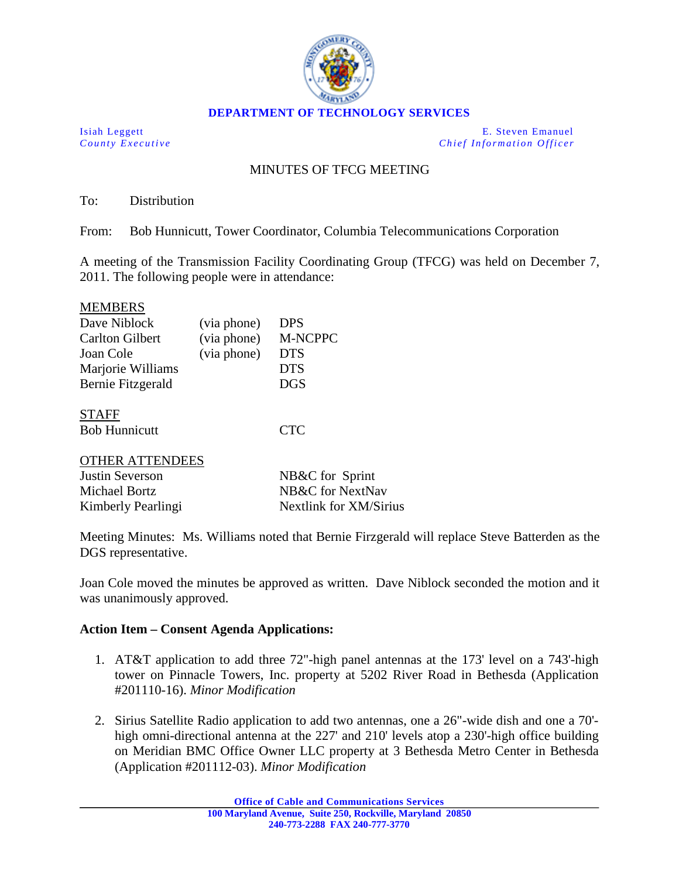**DEPARTMENT OF TECHNOLOGY SERVICES**

| | |
|---|---|
| Isiah Leggett | E. Steven Emanuel |
| *County Executive* | *Chief Information Officer* |

MINUTES OF TFCG MEETING

To: Distribution

From: Bob Hunnicutt, Tower Coordinator, Columbia Telecommunications Corporation

A meeting of the Transmission Facility Coordinating Group (TFCG) was held on December 7, 2011. The following people were in attendance:

<u>MEMBERS</u>

| | | |
|---|---|---|
| Dave Niblock | (via phone) | DPS |
| Carlton Gilbert | (via phone) | M-NCPPC |
| Joan Cole | (via phone) | DTS |
| Marjorie Williams | | DTS |
| Bernie Fitzgerald | | DGS |

<u>STAFF</u>

| | |
|---|---|
| Bob Hunnicutt | CTC |

<u>OTHER ATTENDEES</u>

| | |
|---|---|
| Justin Severson | NB&C for Sprint |
| Michael Bortz | NB&C for NextNav |
| Kimberly Pearlingi | Nextlink for XM/Sirius |

Meeting Minutes: Ms. Williams noted that Bernie Firzgerald will replace Steve Batterden as the DGS representative.

Joan Cole moved the minutes be approved as written. Dave Niblock seconded the motion and it was unanimously approved.

**Action Item – Consent Agenda Applications:**

1. AT&T application to add three 72"-high panel antennas at the 173' level on a 743'-high tower on Pinnacle Towers, Inc. property at 5202 River Road in Bethesda (Application #201110-16). *Minor Modification*

2. Sirius Satellite Radio application to add two antennas, one a 26"-wide dish and one a 70'-high omni-directional antenna at the 227' and 210' levels atop a 230'-high office building on Meridian BMC Office Owner LLC property at 3 Bethesda Metro Center in Bethesda (Application #201112-03). *Minor Modification*

**Office of Cable and Communications Services**
**100 Maryland Avenue, Suite 250, Rockville, Maryland 20850**
**240-773-2288 FAX 240-777-3770**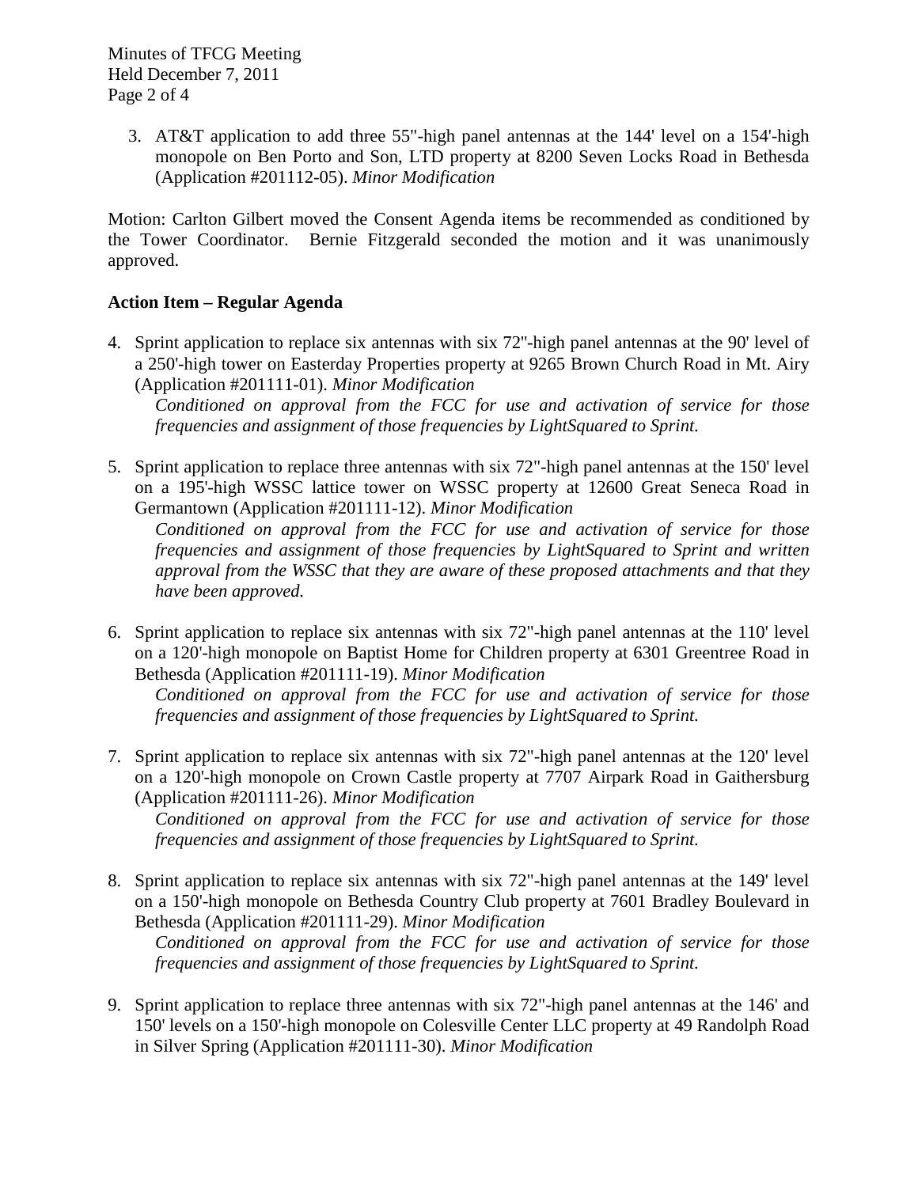3. AT&T application to add three 55"-high panel antennas at the 144' level on a 154'-high monopole on Ben Porto and Son, LTD property at 8200 Seven Locks Road in Bethesda (Application #201112-05). *Minor Modification*

Motion: Carlton Gilbert moved the Consent Agenda items be recommended as conditioned by the Tower Coordinator. Bernie Fitzgerald seconded the motion and it was unanimously approved.

**Action Item – Regular Agenda**

4. Sprint application to replace six antennas with six 72"-high panel antennas at the 90' level of a 250'-high tower on Easterday Properties property at 9265 Brown Church Road in Mt. Airy (Application #201111-01). *Minor Modification*
   *Conditioned on approval from the FCC for use and activation of service for those frequencies and assignment of those frequencies by LightSquared to Sprint.*

5. Sprint application to replace three antennas with six 72"-high panel antennas at the 150' level on a 195'-high WSSC lattice tower on WSSC property at 12600 Great Seneca Road in Germantown (Application #201111-12). *Minor Modification*
   *Conditioned on approval from the FCC for use and activation of service for those frequencies and assignment of those frequencies by LightSquared to Sprint and written approval from the WSSC that they are aware of these proposed attachments and that they have been approved.*

6. Sprint application to replace six antennas with six 72"-high panel antennas at the 110' level on a 120'-high monopole on Baptist Home for Children property at 6301 Greentree Road in Bethesda (Application #201111-19). *Minor Modification*
   *Conditioned on approval from the FCC for use and activation of service for those frequencies and assignment of those frequencies by LightSquared to Sprint.*

7. Sprint application to replace six antennas with six 72"-high panel antennas at the 120' level on a 120'-high monopole on Crown Castle property at 7707 Airpark Road in Gaithersburg (Application #201111-26). *Minor Modification*
   *Conditioned on approval from the FCC for use and activation of service for those frequencies and assignment of those frequencies by LightSquared to Sprint.*

8. Sprint application to replace six antennas with six 72"-high panel antennas at the 149' level on a 150'-high monopole on Bethesda Country Club property at 7601 Bradley Boulevard in Bethesda (Application #201111-29). *Minor Modification*
   *Conditioned on approval from the FCC for use and activation of service for those frequencies and assignment of those frequencies by LightSquared to Sprint.*

9. Sprint application to replace three antennas with six 72"-high panel antennas at the 146' and 150' levels on a 150'-high monopole on Colesville Center LLC property at 49 Randolph Road in Silver Spring (Application #201111-30). *Minor Modification*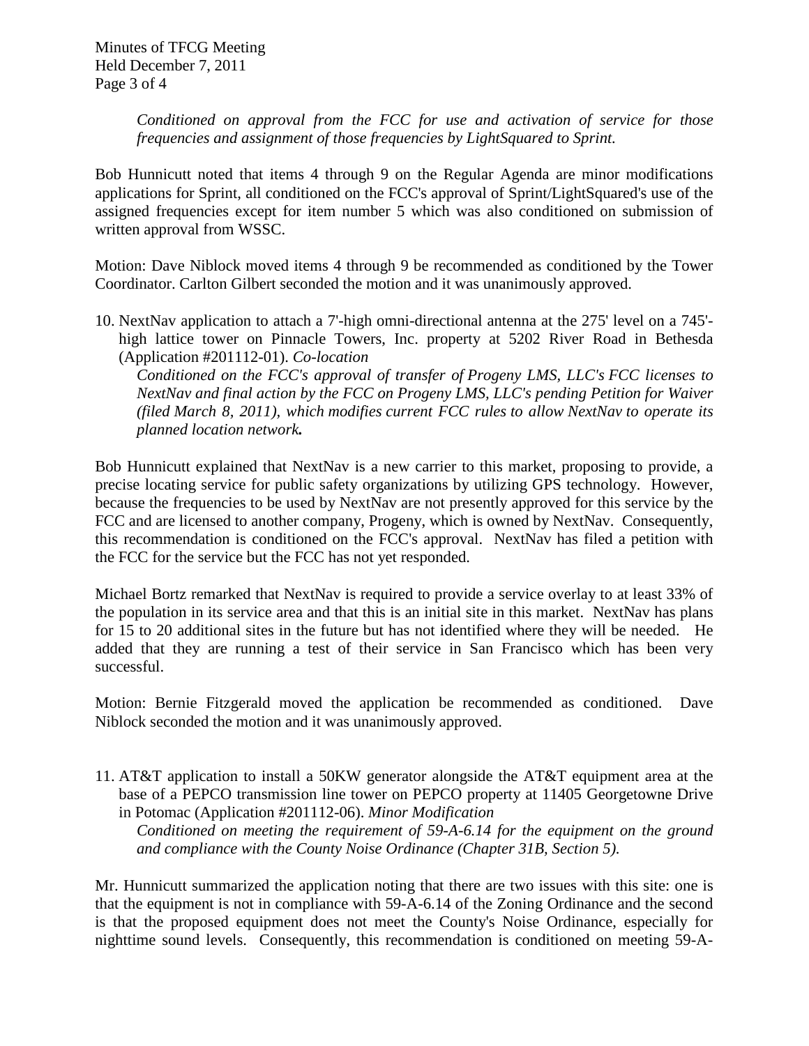*Conditioned on approval from the FCC for use and activation of service for those frequencies and assignment of those frequencies by LightSquared to Sprint.*

Bob Hunnicutt noted that items 4 through 9 on the Regular Agenda are minor modifications applications for Sprint, all conditioned on the FCC's approval of Sprint/LightSquared's use of the assigned frequencies except for item number 5 which was also conditioned on submission of written approval from WSSC.

Motion: Dave Niblock moved items 4 through 9 be recommended as conditioned by the Tower Coordinator. Carlton Gilbert seconded the motion and it was unanimously approved.

10. NextNav application to attach a 7'-high omni-directional antenna at the 275' level on a 745'-high lattice tower on Pinnacle Towers, Inc. property at 5202 River Road in Bethesda (Application #201112-01). *Co-location*
    *Conditioned on the FCC's approval of transfer of Progeny LMS, LLC's FCC licenses to NextNav and final action by the FCC on Progeny LMS, LLC's pending Petition for Waiver (filed March 8, 2011), which modifies current FCC rules to allow NextNav to operate its planned location network.*

Bob Hunnicutt explained that NextNav is a new carrier to this market, proposing to provide, a precise locating service for public safety organizations by utilizing GPS technology. However, because the frequencies to be used by NextNav are not presently approved for this service by the FCC and are licensed to another company, Progeny, which is owned by NextNav. Consequently, this recommendation is conditioned on the FCC's approval. NextNav has filed a petition with the FCC for the service but the FCC has not yet responded.

Michael Bortz remarked that NextNav is required to provide a service overlay to at least 33% of the population in its service area and that this is an initial site in this market. NextNav has plans for 15 to 20 additional sites in the future but has not identified where they will be needed. He added that they are running a test of their service in San Francisco which has been very successful.

Motion: Bernie Fitzgerald moved the application be recommended as conditioned. Dave Niblock seconded the motion and it was unanimously approved.

11. AT&T application to install a 50KW generator alongside the AT&T equipment area at the base of a PEPCO transmission line tower on PEPCO property at 11405 Georgetowne Drive in Potomac (Application #201112-06). *Minor Modification*
    *Conditioned on meeting the requirement of 59-A-6.14 for the equipment on the ground and compliance with the County Noise Ordinance (Chapter 31B, Section 5).*

Mr. Hunnicutt summarized the application noting that there are two issues with this site: one is that the equipment is not in compliance with 59-A-6.14 of the Zoning Ordinance and the second is that the proposed equipment does not meet the County's Noise Ordinance, especially for nighttime sound levels. Consequently, this recommendation is conditioned on meeting 59-A-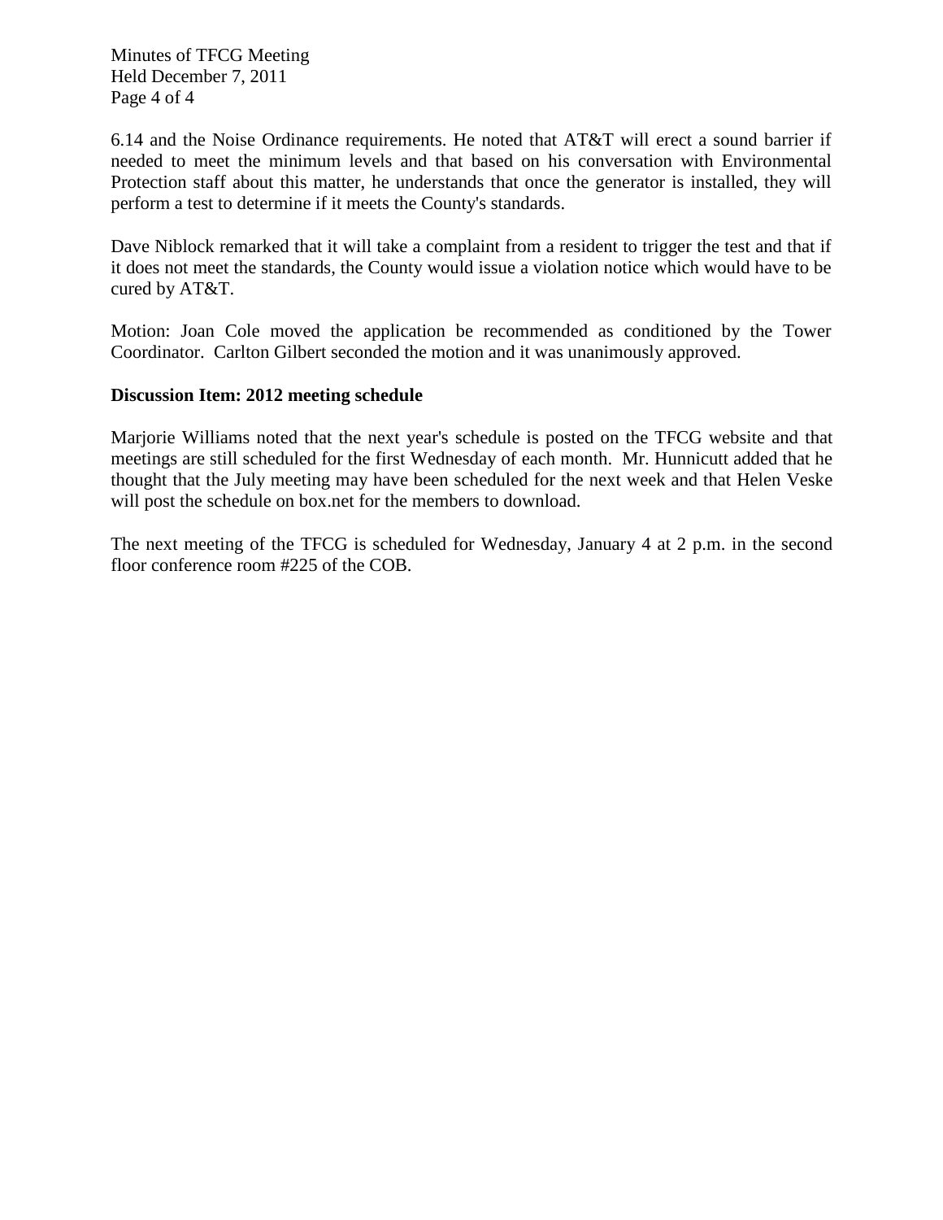6.14 and the Noise Ordinance requirements. He noted that AT&T will erect a sound barrier if needed to meet the minimum levels and that based on his conversation with Environmental Protection staff about this matter, he understands that once the generator is installed, they will perform a test to determine if it meets the County's standards.

Dave Niblock remarked that it will take a complaint from a resident to trigger the test and that if it does not meet the standards, the County would issue a violation notice which would have to be cured by AT&T.

Motion: Joan Cole moved the application be recommended as conditioned by the Tower Coordinator. Carlton Gilbert seconded the motion and it was unanimously approved.

**Discussion Item: 2012 meeting schedule**

Marjorie Williams noted that the next year's schedule is posted on the TFCG website and that meetings are still scheduled for the first Wednesday of each month. Mr. Hunnicutt added that he thought that the July meeting may have been scheduled for the next week and that Helen Veske will post the schedule on box.net for the members to download.

The next meeting of the TFCG is scheduled for Wednesday, January 4 at 2 p.m. in the second floor conference room #225 of the COB.